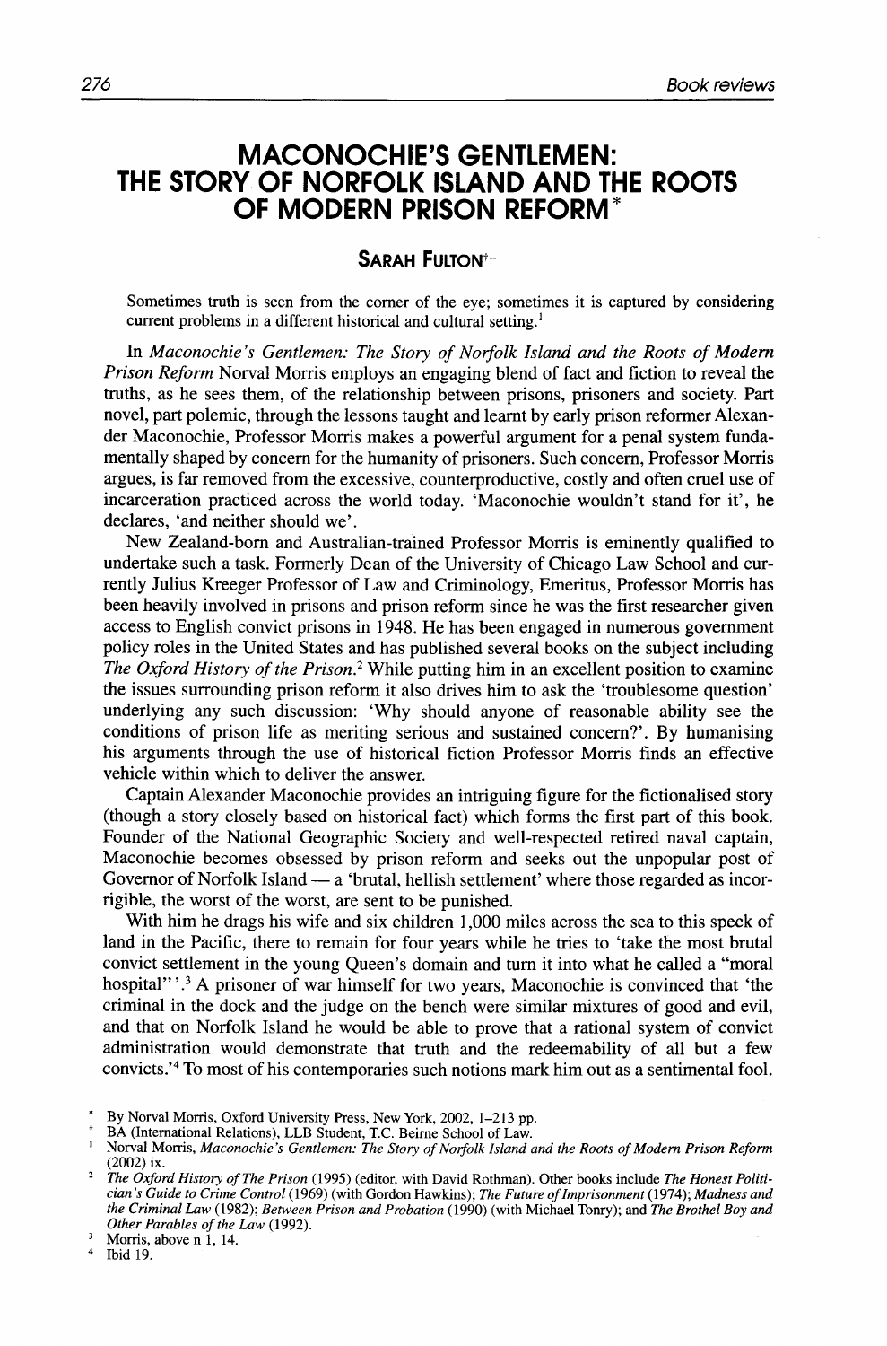# MACONOCHIE'S GENTLEMEN: THE STORY OF NORFOLK ISLAND AND THE ROOTS OF MODERN PRISON REFORM*

## SARAH FULTON†

Sometimes truth is seen from the corner of the eye; sometimes it is captured by considering current problems in a different historical and cultural setting.[1]

In *Maconochie's Gentlemen: The Story of Norfolk Island and the Roots of Modern Prison Reform* Norval Morris employs an engaging blend of fact and fiction to reveal the truths, as he sees them, of the relationship between prisons, prisoners and society. Part novel, part polemic, through the lessons taught and learnt by early prison reformer Alexander Maconochie, Professor Morris makes a powerful argument for a penal system fundamentally shaped by concern for the humanity of prisoners. Such concern, Professor Morris argues, is far removed from the excessive, counterproductive, costly and often cruel use of incarceration practiced across the world today. 'Maconochie wouldn't stand for it', he declares, 'and neither should we'.

New Zealand-born and Australian-trained Professor Morris is eminently qualified to undertake such a task. Formerly Dean of the University of Chicago Law School and currently Julius Kreeger Professor of Law and Criminology, Emeritus, Professor Morris has been heavily involved in prisons and prison reform since he was the first researcher given access to English convict prisons in 1948. He has been engaged in numerous government policy roles in the United States and has published several books on the subject including *The Oxford History of the Prison*.[2] While putting him in an excellent position to examine the issues surrounding prison reform it also drives him to ask the 'troublesome question' underlying any such discussion: 'Why should anyone of reasonable ability see the conditions of prison life as meriting serious and sustained concern?'. By humanising his arguments through the use of historical fiction Professor Morris finds an effective vehicle within which to deliver the answer.

Captain Alexander Maconochie provides an intriguing figure for the fictionalised story (though a story closely based on historical fact) which forms the first part of this book. Founder of the National Geographic Society and well-respected retired naval captain, Maconochie becomes obsessed by prison reform and seeks out the unpopular post of Governor of Norfolk Island — a 'brutal, hellish settlement' where those regarded as incorrigible, the worst of the worst, are sent to be punished.

With him he drags his wife and six children 1,000 miles across the sea to this speck of land in the Pacific, there to remain for four years while he tries to 'take the most brutal convict settlement in the young Queen's domain and turn it into what he called a "moral hospital"'.[3] A prisoner of war himself for two years, Maconochie is convinced that 'the criminal in the dock and the judge on the bench were similar mixtures of good and evil, and that on Norfolk Island he would be able to prove that a rational system of convict administration would demonstrate that truth and the redeemability of all but a few convicts.'[4] To most of his contemporaries such notions mark him out as a sentimental fool.

---

\* By Norval Morris, Oxford University Press, New York, 2002, 1–213 pp.

† BA (International Relations), LLB Student, T.C. Beirne School of Law.

[1] Norval Morris, *Maconochie's Gentlemen: The Story of Norfolk Island and the Roots of Modern Prison Reform* (2002) ix.

[2] *The Oxford History of The Prison* (1995) (editor, with David Rothman). Other books include *The Honest Politician's Guide to Crime Control* (1969) (with Gordon Hawkins); *The Future of Imprisonment* (1974); *Madness and the Criminal Law* (1982); *Between Prison and Probation* (1990) (with Michael Tonry); and *The Brothel Boy and Other Parables of the Law* (1992).

[3] Morris, above n 1, 14.

[4] Ibid 19.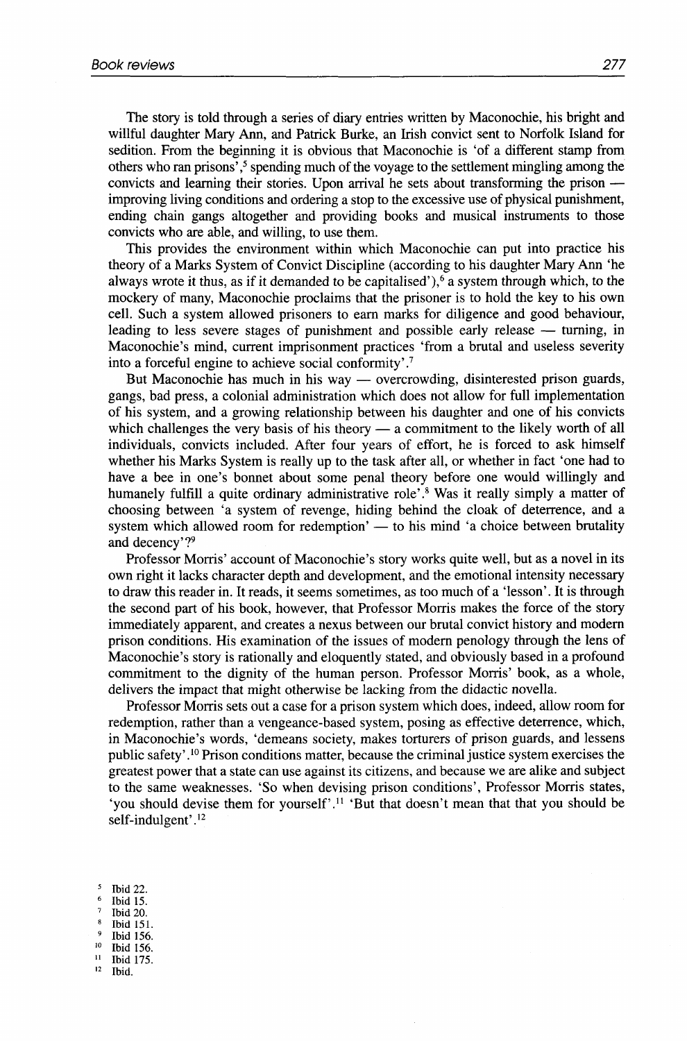The story is told through a series of diary entries written by Maconochie, his bright and willful daughter Mary Ann, and Patrick Burke, an Irish convict sent to Norfolk Island for sedition. From the beginning it is obvious that Maconochie is 'of a different stamp from others who ran prisons',[5] spending much of the voyage to the settlement mingling among the convicts and learning their stories. Upon arrival he sets about transforming the prison — improving living conditions and ordering a stop to the excessive use of physical punishment, ending chain gangs altogether and providing books and musical instruments to those convicts who are able, and willing, to use them.

This provides the environment within which Maconochie can put into practice his theory of a Marks System of Convict Discipline (according to his daughter Mary Ann 'he always wrote it thus, as if it demanded to be capitalised'),[6] a system through which, to the mockery of many, Maconochie proclaims that the prisoner is to hold the key to his own cell. Such a system allowed prisoners to earn marks for diligence and good behaviour, leading to less severe stages of punishment and possible early release — turning, in Maconochie's mind, current imprisonment practices 'from a brutal and useless severity into a forceful engine to achieve social conformity'.[7]

But Maconochie has much in his way — overcrowding, disinterested prison guards, gangs, bad press, a colonial administration which does not allow for full implementation of his system, and a growing relationship between his daughter and one of his convicts which challenges the very basis of his theory — a commitment to the likely worth of all individuals, convicts included. After four years of effort, he is forced to ask himself whether his Marks System is really up to the task after all, or whether in fact 'one had to have a bee in one's bonnet about some penal theory before one would willingly and humanely fulfill a quite ordinary administrative role'.[8] Was it really simply a matter of choosing between 'a system of revenge, hiding behind the cloak of deterrence, and a system which allowed room for redemption' — to his mind 'a choice between brutality and decency'?[9]

Professor Morris' account of Maconochie's story works quite well, but as a novel in its own right it lacks character depth and development, and the emotional intensity necessary to draw this reader in. It reads, it seems sometimes, as too much of a 'lesson'. It is through the second part of his book, however, that Professor Morris makes the force of the story immediately apparent, and creates a nexus between our brutal convict history and modern prison conditions. His examination of the issues of modern penology through the lens of Maconochie's story is rationally and eloquently stated, and obviously based in a profound commitment to the dignity of the human person. Professor Morris' book, as a whole, delivers the impact that might otherwise be lacking from the didactic novella.

Professor Morris sets out a case for a prison system which does, indeed, allow room for redemption, rather than a vengeance-based system, posing as effective deterrence, which, in Maconochie's words, 'demeans society, makes torturers of prison guards, and lessens public safety'.[10] Prison conditions matter, because the criminal justice system exercises the greatest power that a state can use against its citizens, and because we are alike and subject to the same weaknesses. 'So when devising prison conditions', Professor Morris states, 'you should devise them for yourself'.[11] 'But that doesn't mean that that you should be self-indulgent'.[12]

[5] Ibid 22.
[6] Ibid 15.
[7] Ibid 20.
[8] Ibid 151.
[9] Ibid 156.
[10] Ibid 156.
[11] Ibid 175.
[12] Ibid.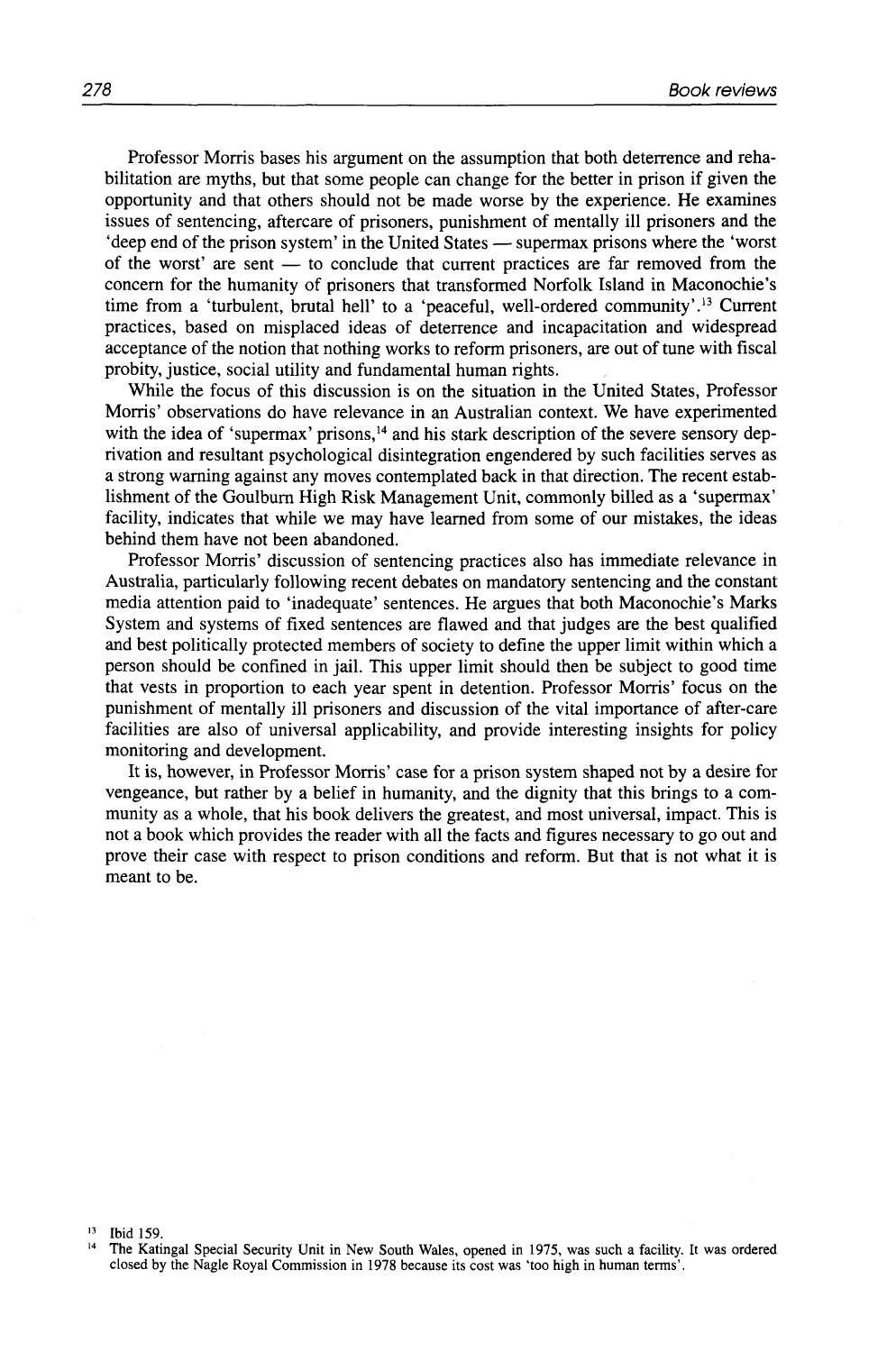Professor Morris bases his argument on the assumption that both deterrence and rehabilitation are myths, but that some people can change for the better in prison if given the opportunity and that others should not be made worse by the experience. He examines issues of sentencing, aftercare of prisoners, punishment of mentally ill prisoners and the 'deep end of the prison system' in the United States — supermax prisons where the 'worst of the worst' are sent — to conclude that current practices are far removed from the concern for the humanity of prisoners that transformed Norfolk Island in Maconochie's time from a 'turbulent, brutal hell' to a 'peaceful, well-ordered community'.[13] Current practices, based on misplaced ideas of deterrence and incapacitation and widespread acceptance of the notion that nothing works to reform prisoners, are out of tune with fiscal probity, justice, social utility and fundamental human rights.

While the focus of this discussion is on the situation in the United States, Professor Morris' observations do have relevance in an Australian context. We have experimented with the idea of 'supermax' prisons,[14] and his stark description of the severe sensory deprivation and resultant psychological disintegration engendered by such facilities serves as a strong warning against any moves contemplated back in that direction. The recent establishment of the Goulburn High Risk Management Unit, commonly billed as a 'supermax' facility, indicates that while we may have learned from some of our mistakes, the ideas behind them have not been abandoned.

Professor Morris' discussion of sentencing practices also has immediate relevance in Australia, particularly following recent debates on mandatory sentencing and the constant media attention paid to 'inadequate' sentences. He argues that both Maconochie's Marks System and systems of fixed sentences are flawed and that judges are the best qualified and best politically protected members of society to define the upper limit within which a person should be confined in jail. This upper limit should then be subject to good time that vests in proportion to each year spent in detention. Professor Morris' focus on the punishment of mentally ill prisoners and discussion of the vital importance of after-care facilities are also of universal applicability, and provide interesting insights for policy monitoring and development.

It is, however, in Professor Morris' case for a prison system shaped not by a desire for vengeance, but rather by a belief in humanity, and the dignity that this brings to a community as a whole, that his book delivers the greatest, and most universal, impact. This is not a book which provides the reader with all the facts and figures necessary to go out and prove their case with respect to prison conditions and reform. But that is not what it is meant to be.

---

[13] Ibid 159.

[14] The Katingal Special Security Unit in New South Wales, opened in 1975, was such a facility. It was ordered closed by the Nagle Royal Commission in 1978 because its cost was 'too high in human terms'.